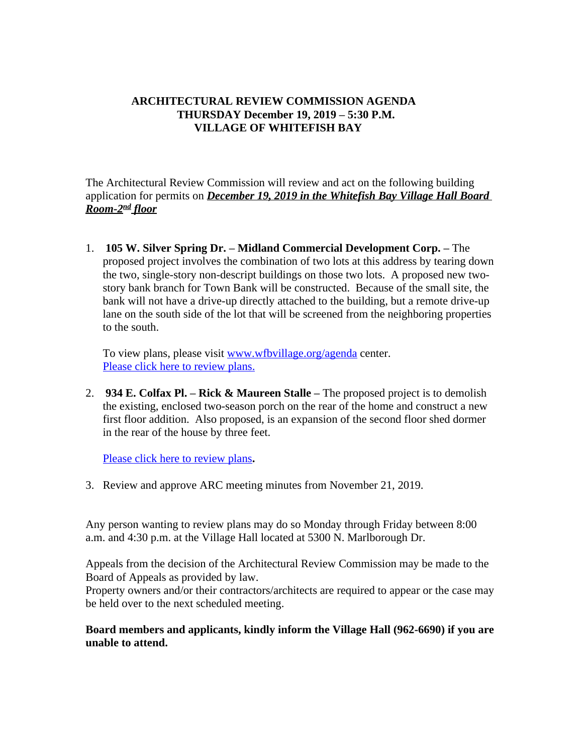# ARCHITECTURAL REVIEW COMMISSION AGENDA
## THURSDAY December 19, 2019 – 5:30 P.M.
## VILLAGE OF WHITEFISH BAY

The Architectural Review Commission will review and act on the following building application for permits on ***December 19, 2019 in the Whitefish Bay Village Hall Board Room-2nd floor***

1. **105 W. Silver Spring Dr. – Midland Commercial Development Corp. –** The proposed project involves the combination of two lots at this address by tearing down the two, single-story non-descript buildings on those two lots. A proposed new two-story bank branch for Town Bank will be constructed. Because of the small site, the bank will not have a drive-up directly attached to the building, but a remote drive-up lane on the south side of the lot that will be screened from the neighboring properties to the south.

   To view plans, please visit www.wfbvillage.org/agenda center.
   Please click here to review plans.

2. **934 E. Colfax Pl. – Rick & Maureen Stalle –** The proposed project is to demolish the existing, enclosed two-season porch on the rear of the home and construct a new first floor addition. Also proposed, is an expansion of the second floor shed dormer in the rear of the house by three feet.

   Please click here to review plans**.**

3. Review and approve ARC meeting minutes from November 21, 2019.

Any person wanting to review plans may do so Monday through Friday between 8:00 a.m. and 4:30 p.m. at the Village Hall located at 5300 N. Marlborough Dr.

Appeals from the decision of the Architectural Review Commission may be made to the Board of Appeals as provided by law.
Property owners and/or their contractors/architects are required to appear or the case may be held over to the next scheduled meeting.

**Board members and applicants, kindly inform the Village Hall (962-6690) if you are unable to attend.**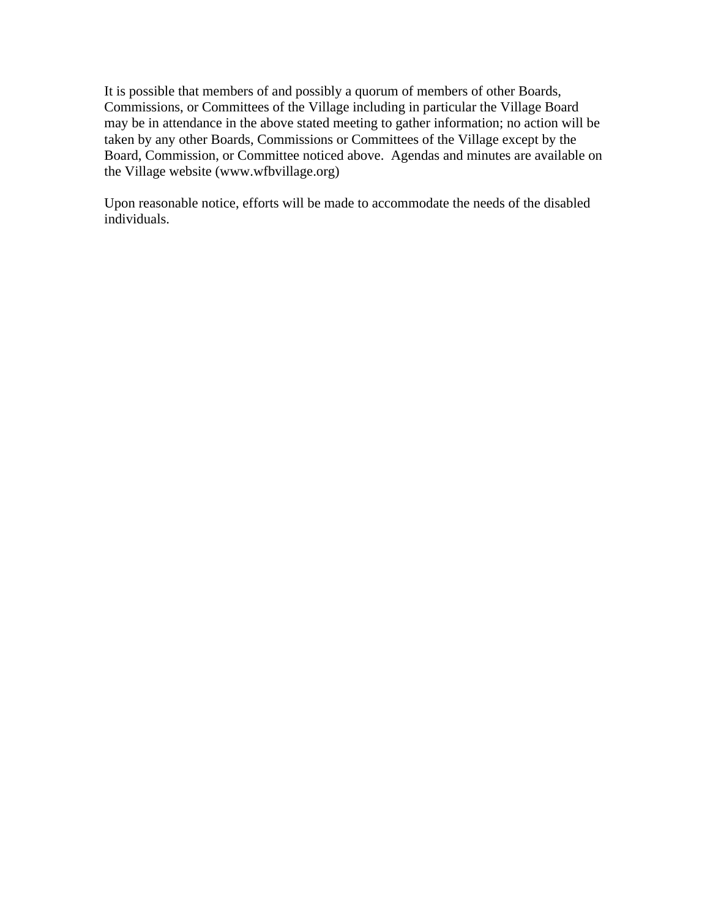It is possible that members of and possibly a quorum of members of other Boards, Commissions, or Committees of the Village including in particular the Village Board may be in attendance in the above stated meeting to gather information; no action will be taken by any other Boards, Commissions or Committees of the Village except by the Board, Commission, or Committee noticed above. Agendas and minutes are available on the Village website (www.wfbvillage.org)

Upon reasonable notice, efforts will be made to accommodate the needs of the disabled individuals.